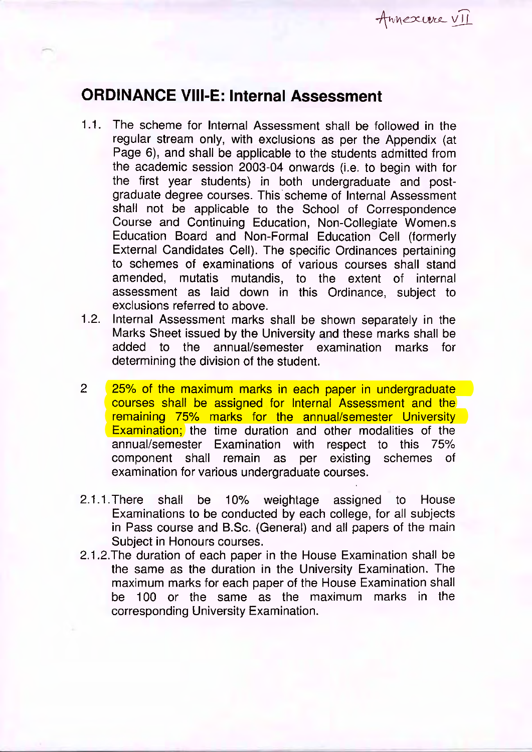Annexure VII

## ORDINANCE VIII-E: Internal Assessment

1.1. The scheme for Internal Assessment shall be followed in the regular stream only, with exclusions as per the Appendix (at Page 6), and shall be applicable to the students admitted from the academic session 2003-04 onwards (i.e. to begin with for the first year students) in both undergraduate and post-graduate degree courses. This scheme of Internal Assessment shall not be applicable to the School of Correspondence Course and Continuing Education, Non-Collegiate Women.s Education Board and Non-Formal Education Cell (formerly External Candidates Cell). The specific Ordinances pertaining to schemes of examinations of various courses shall stand amended, mutatis mutandis, to the extent of internal assessment as laid down in this Ordinance, subject to exclusions referred to above.

1.2. Internal Assessment marks shall be shown separately in the Marks Sheet issued by the University and these marks shall be added to the annual/semester examination marks for determining the division of the student.

2 25% of the maximum marks in each paper in undergraduate courses shall be assigned for Internal Assessment and the remaining 75% marks for the annual/semester University Examination; the time duration and other modalities of the annual/semester Examination with respect to this 75% component shall remain as per existing schemes of examination for various undergraduate courses.

2.1.1. There shall be 10% weightage assigned to House Examinations to be conducted by each college, for all subjects in Pass course and B.Sc. (General) and all papers of the main Subject in Honours courses.

2.1.2. The duration of each paper in the House Examination shall be the same as the duration in the University Examination. The maximum marks for each paper of the House Examination shall be 100 or the same as the maximum marks in the corresponding University Examination.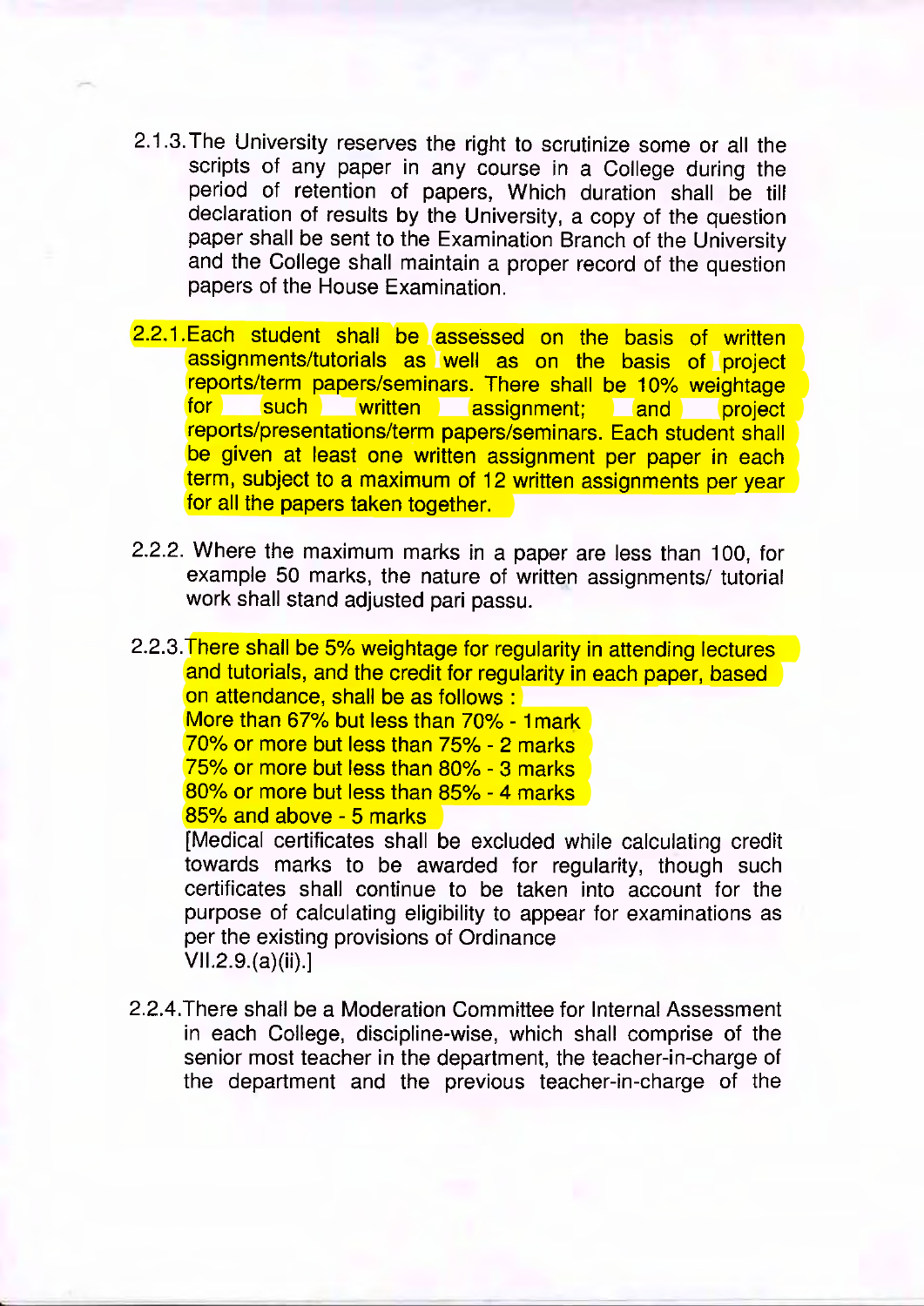2.1.3. The University reserves the right to scrutinize some or all the scripts of any paper in any course in a College during the period of retention of papers, Which duration shall be till declaration of results by the University, a copy of the question paper shall be sent to the Examination Branch of the University and the College shall maintain a proper record of the question papers of the House Examination.

2.2.1. Each student shall be assessed on the basis of written assignments/tutorials as well as on the basis of project reports/term papers/seminars. There shall be 10% weightage for such written assignment; and project reports/presentations/term papers/seminars. Each student shall be given at least one written assignment per paper in each term, subject to a maximum of 12 written assignments per year for all the papers taken together.

2.2.2. Where the maximum marks in a paper are less than 100, for example 50 marks, the nature of written assignments/ tutorial work shall stand adjusted pari passu.

2.2.3. There shall be 5% weightage for regularity in attending lectures and tutorials, and the credit for regularity in each paper, based on attendance, shall be as follows :

More than 67% but less than 70% - 1mark
70% or more but less than 75% - 2 marks
75% or more but less than 80% - 3 marks
80% or more but less than 85% - 4 marks
85% and above - 5 marks

[Medical certificates shall be excluded while calculating credit towards marks to be awarded for regularity, though such certificates shall continue to be taken into account for the purpose of calculating eligibility to appear for examinations as per the existing provisions of Ordinance VII.2.9.(a)(ii).]

2.2.4. There shall be a Moderation Committee for Internal Assessment in each College, discipline-wise, which shall comprise of the senior most teacher in the department, the teacher-in-charge of the department and the previous teacher-in-charge of the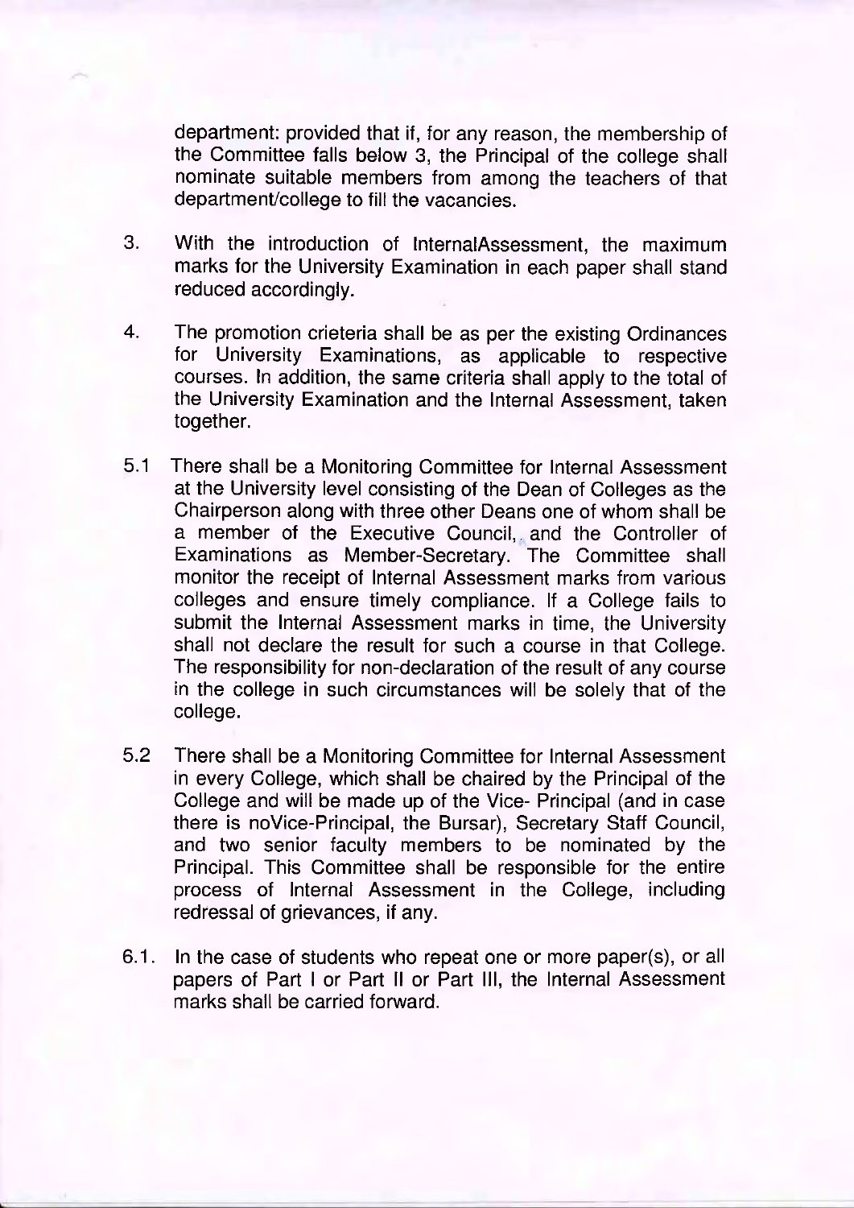department: provided that if, for any reason, the membership of the Committee falls below 3, the Principal of the college shall nominate suitable members from among the teachers of that department/college to fill the vacancies.

3. With the introduction of InternalAssessment, the maximum marks for the University Examination in each paper shall stand reduced accordingly.

4. The promotion crieteria shall be as per the existing Ordinances for University Examinations, as applicable to respective courses. In addition, the same criteria shall apply to the total of the University Examination and the Internal Assessment, taken together.

5.1 There shall be a Monitoring Committee for Internal Assessment at the University level consisting of the Dean of Colleges as the Chairperson along with three other Deans one of whom shall be a member of the Executive Council, and the Controller of Examinations as Member-Secretary. The Committee shall monitor the receipt of Internal Assessment marks from various colleges and ensure timely compliance. If a College fails to submit the Internal Assessment marks in time, the University shall not declare the result for such a course in that College. The responsibility for non-declaration of the result of any course in the college in such circumstances will be solely that of the college.

5.2 There shall be a Monitoring Committee for Internal Assessment in every College, which shall be chaired by the Principal of the College and will be made up of the Vice- Principal (and in case there is noVice-Principal, the Bursar), Secretary Staff Council, and two senior faculty members to be nominated by the Principal. This Committee shall be responsible for the entire process of Internal Assessment in the College, including redressal of grievances, if any.

6.1. In the case of students who repeat one or more paper(s), or all papers of Part I or Part II or Part III, the Internal Assessment marks shall be carried forward.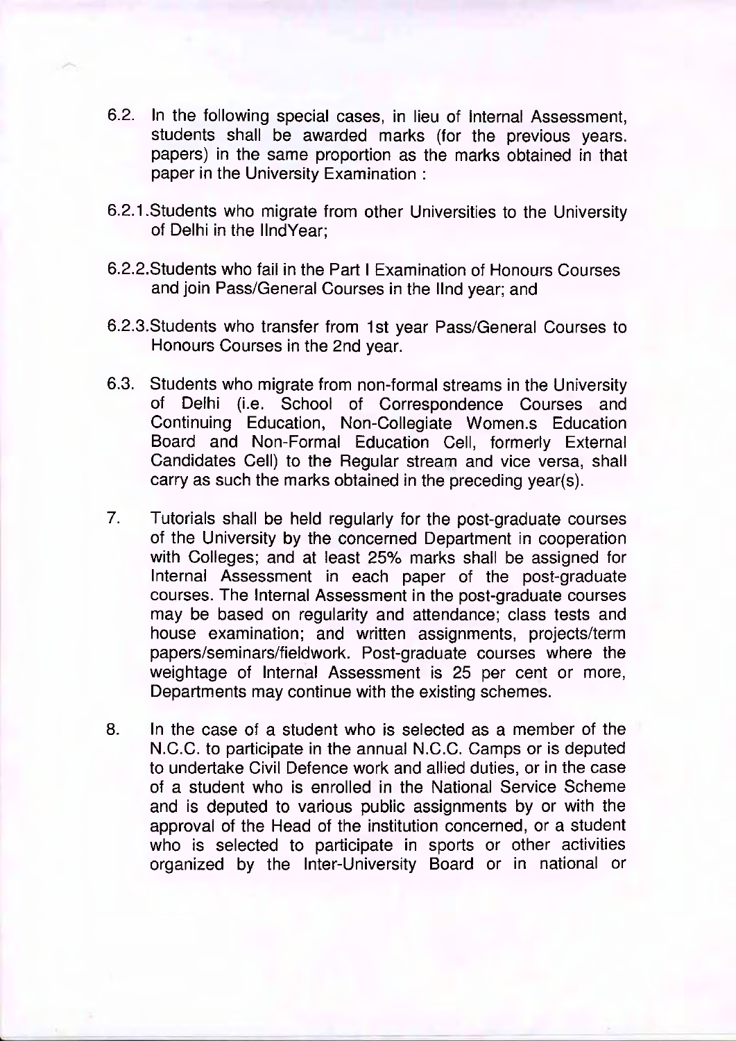6.2. In the following special cases, in lieu of Internal Assessment, students shall be awarded marks (for the previous years. papers) in the same proportion as the marks obtained in that paper in the University Examination :

6.2.1. Students who migrate from other Universities to the University of Delhi in the IIndYear;

6.2.2. Students who fail in the Part I Examination of Honours Courses and join Pass/General Courses in the IInd year; and

6.2.3. Students who transfer from 1st year Pass/General Courses to Honours Courses in the 2nd year.

6.3. Students who migrate from non-formal streams in the University of Delhi (i.e. School of Correspondence Courses and Continuing Education, Non-Collegiate Women.s Education Board and Non-Formal Education Cell, formerly External Candidates Cell) to the Regular stream and vice versa, shall carry as such the marks obtained in the preceding year(s).

7. Tutorials shall be held regularly for the post-graduate courses of the University by the concerned Department in cooperation with Colleges; and at least 25% marks shall be assigned for Internal Assessment in each paper of the post-graduate courses. The Internal Assessment in the post-graduate courses may be based on regularity and attendance; class tests and house examination; and written assignments, projects/term papers/seminars/fieldwork. Post-graduate courses where the weightage of Internal Assessment is 25 per cent or more, Departments may continue with the existing schemes.

8. In the case of a student who is selected as a member of the N.C.C. to participate in the annual N.C.C. Camps or is deputed to undertake Civil Defence work and allied duties, or in the case of a student who is enrolled in the National Service Scheme and is deputed to various public assignments by or with the approval of the Head of the institution concerned, or a student who is selected to participate in sports or other activities organized by the Inter-University Board or in national or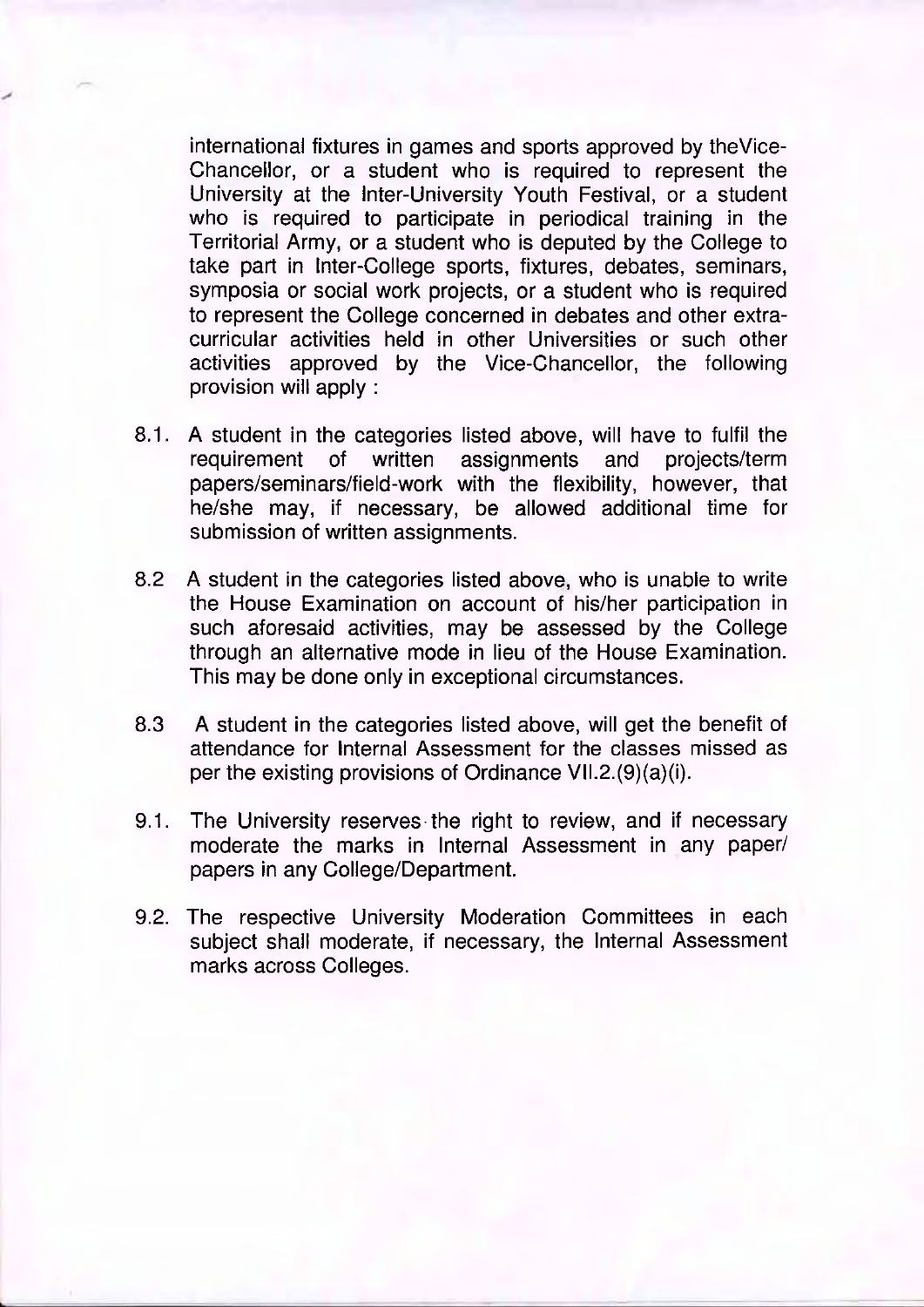international fixtures in games and sports approved by theVice-Chancellor, or a student who is required to represent the University at the Inter-University Youth Festival, or a student who is required to participate in periodical training in the Territorial Army, or a student who is deputed by the College to take part in Inter-College sports, fixtures, debates, seminars, symposia or social work projects, or a student who is required to represent the College concerned in debates and other extra-curricular activities held in other Universities or such other activities approved by the Vice-Chancellor, the following provision will apply :

8.1. A student in the categories listed above, will have to fulfil the requirement of written assignments and projects/term papers/seminars/field-work with the flexibility, however, that he/she may, if necessary, be allowed additional time for submission of written assignments.

8.2 A student in the categories listed above, who is unable to write the House Examination on account of his/her participation in such aforesaid activities, may be assessed by the College through an alternative mode in lieu of the House Examination. This may be done only in exceptional circumstances.

8.3 A student in the categories listed above, will get the benefit of attendance for Internal Assessment for the classes missed as per the existing provisions of Ordinance VII.2.(9)(a)(i).

9.1. The University reserves the right to review, and if necessary moderate the marks in Internal Assessment in any paper/ papers in any College/Department.

9.2. The respective University Moderation Committees in each subject shall moderate, if necessary, the Internal Assessment marks across Colleges.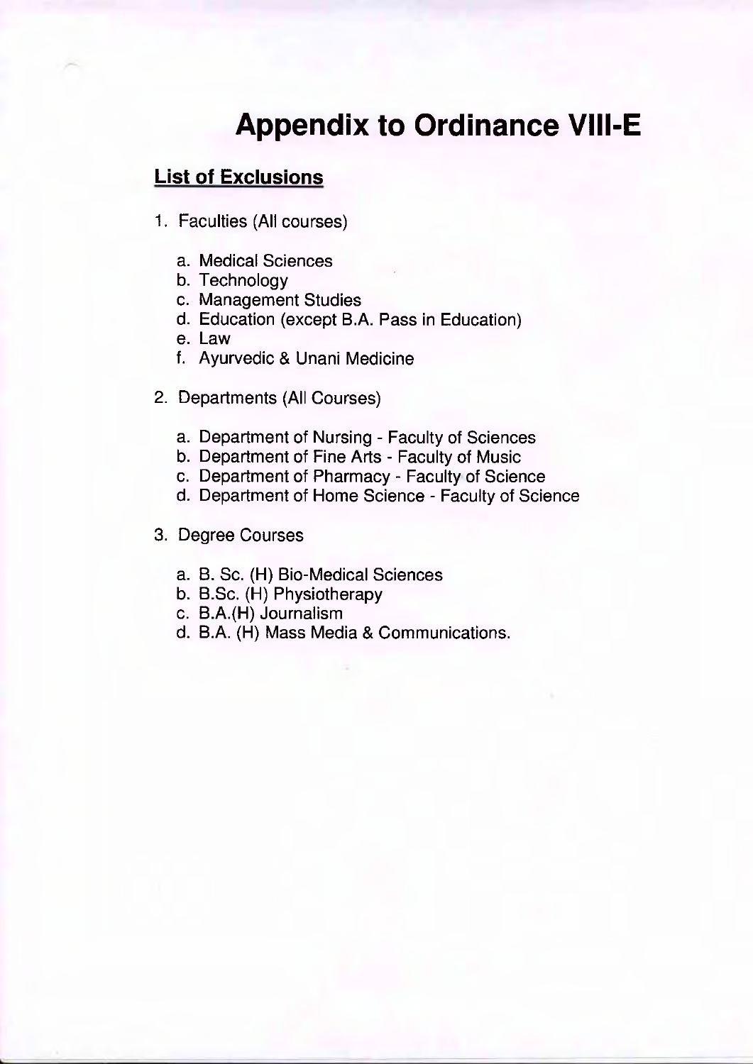# Appendix to Ordinance VIII-E

## List of Exclusions

1. Faculties (All courses)

   a. Medical Sciences
   b. Technology
   c. Management Studies
   d. Education (except B.A. Pass in Education)
   e. Law
   f. Ayurvedic & Unani Medicine

2. Departments (All Courses)

   a. Department of Nursing - Faculty of Sciences
   b. Department of Fine Arts - Faculty of Music
   c. Department of Pharmacy - Faculty of Science
   d. Department of Home Science - Faculty of Science

3. Degree Courses

   a. B. Sc. (H) Bio-Medical Sciences
   b. B.Sc. (H) Physiotherapy
   c. B.A.(H) Journalism
   d. B.A. (H) Mass Media & Communications.